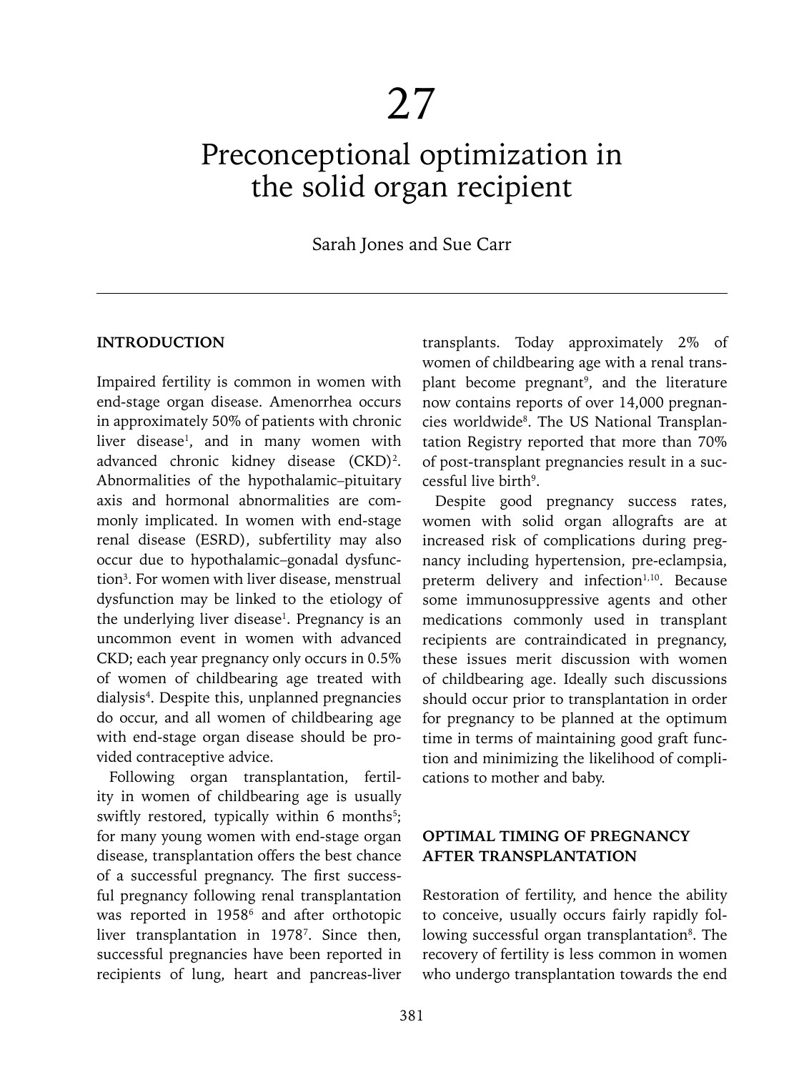# 27

# Preconceptional optimization in the solid organ recipient

Sarah Jones and Sue Carr

## INTRODUCTION

Impaired fertility is common in women with end-stage organ disease. Amenorrhea occurs in approximately 50% of patients with chronic liver disease[1], and in many women with advanced chronic kidney disease (CKD)[2]. Abnormalities of the hypothalamic–pituitary axis and hormonal abnormalities are commonly implicated. In women with end-stage renal disease (ESRD), subfertility may also occur due to hypothalamic–gonadal dysfunction[3]. For women with liver disease, menstrual dysfunction may be linked to the etiology of the underlying liver disease[1]. Pregnancy is an uncommon event in women with advanced CKD; each year pregnancy only occurs in 0.5% of women of childbearing age treated with dialysis[4]. Despite this, unplanned pregnancies do occur, and all women of childbearing age with end-stage organ disease should be provided contraceptive advice.

Following organ transplantation, fertility in women of childbearing age is usually swiftly restored, typically within 6 months[5]; for many young women with end-stage organ disease, transplantation offers the best chance of a successful pregnancy. The first successful pregnancy following renal transplantation was reported in 1958[6] and after orthotopic liver transplantation in 1978[7]. Since then, successful pregnancies have been reported in recipients of lung, heart and pancreas-liver transplants. Today approximately 2% of women of childbearing age with a renal transplant become pregnant[9], and the literature now contains reports of over 14,000 pregnancies worldwide[8]. The US National Transplantation Registry reported that more than 70% of post-transplant pregnancies result in a successful live birth[9].

Despite good pregnancy success rates, women with solid organ allografts are at increased risk of complications during pregnancy including hypertension, pre-eclampsia, preterm delivery and infection[1,10]. Because some immunosuppressive agents and other medications commonly used in transplant recipients are contraindicated in pregnancy, these issues merit discussion with women of childbearing age. Ideally such discussions should occur prior to transplantation in order for pregnancy to be planned at the optimum time in terms of maintaining good graft function and minimizing the likelihood of complications to mother and baby.

## OPTIMAL TIMING OF PREGNANCY AFTER TRANSPLANTATION

Restoration of fertility, and hence the ability to conceive, usually occurs fairly rapidly following successful organ transplantation[8]. The recovery of fertility is less common in women who undergo transplantation towards the end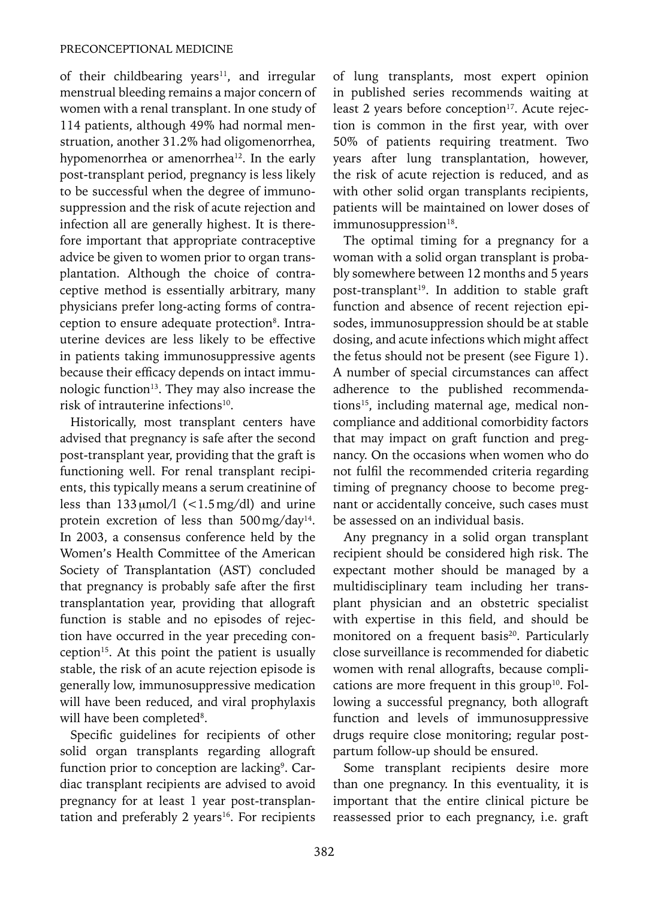of their childbearing years[11], and irregular menstrual bleeding remains a major concern of women with a renal transplant. In one study of 114 patients, although 49% had normal menstruation, another 31.2% had oligomenorrhea, hypomenorrhea or amenorrhea[12]. In the early post-transplant period, pregnancy is less likely to be successful when the degree of immunosuppression and the risk of acute rejection and infection all are generally highest. It is therefore important that appropriate contraceptive advice be given to women prior to organ transplantation. Although the choice of contraceptive method is essentially arbitrary, many physicians prefer long-acting forms of contraception to ensure adequate protection[8]. Intrauterine devices are less likely to be effective in patients taking immunosuppressive agents because their efficacy depends on intact immunologic function[13]. They may also increase the risk of intrauterine infections[10].

Historically, most transplant centers have advised that pregnancy is safe after the second post-transplant year, providing that the graft is functioning well. For renal transplant recipients, this typically means a serum creatinine of less than 133 μmol/l (<1.5 mg/dl) and urine protein excretion of less than 500 mg/day[14]. In 2003, a consensus conference held by the Women's Health Committee of the American Society of Transplantation (AST) concluded that pregnancy is probably safe after the first transplantation year, providing that allograft function is stable and no episodes of rejection have occurred in the year preceding conception[15]. At this point the patient is usually stable, the risk of an acute rejection episode is generally low, immunosuppressive medication will have been reduced, and viral prophylaxis will have been completed[8].

Specific guidelines for recipients of other solid organ transplants regarding allograft function prior to conception are lacking[9]. Cardiac transplant recipients are advised to avoid pregnancy for at least 1 year post-transplantation and preferably 2 years[16]. For recipients of lung transplants, most expert opinion in published series recommends waiting at least 2 years before conception[17]. Acute rejection is common in the first year, with over 50% of patients requiring treatment. Two years after lung transplantation, however, the risk of acute rejection is reduced, and as with other solid organ transplants recipients, patients will be maintained on lower doses of immunosuppression[18].

The optimal timing for a pregnancy for a woman with a solid organ transplant is probably somewhere between 12 months and 5 years post-transplant[19]. In addition to stable graft function and absence of recent rejection episodes, immunosuppression should be at stable dosing, and acute infections which might affect the fetus should not be present (see Figure 1). A number of special circumstances can affect adherence to the published recommendations[15], including maternal age, medical noncompliance and additional comorbidity factors that may impact on graft function and pregnancy. On the occasions when women who do not fulfil the recommended criteria regarding timing of pregnancy choose to become pregnant or accidentally conceive, such cases must be assessed on an individual basis.

Any pregnancy in a solid organ transplant recipient should be considered high risk. The expectant mother should be managed by a multidisciplinary team including her transplant physician and an obstetric specialist with expertise in this field, and should be monitored on a frequent basis[20]. Particularly close surveillance is recommended for diabetic women with renal allografts, because complications are more frequent in this group[10]. Following a successful pregnancy, both allograft function and levels of immunosuppressive drugs require close monitoring; regular postpartum follow-up should be ensured.

Some transplant recipients desire more than one pregnancy. In this eventuality, it is important that the entire clinical picture be reassessed prior to each pregnancy, i.e. graft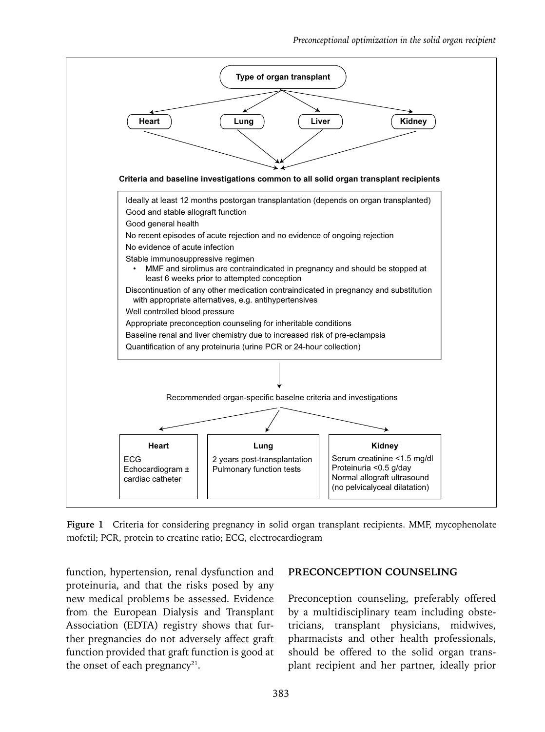**Type of organ transplant**

- Heart
- Lung
- Liver
- Kidney

**Criteria and baseline investigations common to all solid organ transplant recipients**

- Ideally at least 12 months postorgan transplantation (depends on organ transplanted)
- Good and stable allograft function
- Good general health
- No recent episodes of acute rejection and no evidence of ongoing rejection
- No evidence of acute infection
- Stable immunosuppressive regimen
  - MMF and sirolimus are contraindicated in pregnancy and should be stopped at least 6 weeks prior to attempted conception
- Discontinuation of any other medication contraindicated in pregnancy and substitution with appropriate alternatives, e.g. antihypertensives
- Well controlled blood pressure
- Appropriate preconception counseling for inheritable conditions
- Baseline renal and liver chemistry due to increased risk of pre-eclampsia
- Quantification of any proteinuria (urine PCR or 24-hour collection)

Recommended organ-specific baselne criteria and investigations

| Heart | Lung | Kidney |
|---|---|---|
| ECG<br>Echocardiogram ± cardiac catheter | 2 years post-transplantation<br>Pulmonary function tests | Serum creatinine <1.5 mg/dl<br>Proteinuria <0.5 g/day<br>Normal allograft ultrasound (no pelvicalyceal dilatation) |

**Figure 1** Criteria for considering pregnancy in solid organ transplant recipients. MMF, mycophenolate mofetil; PCR, protein to creatine ratio; ECG, electrocardiogram

function, hypertension, renal dysfunction and proteinuria, and that the risks posed by any new medical problems be assessed. Evidence from the European Dialysis and Transplant Association (EDTA) registry shows that further pregnancies do not adversely affect graft function provided that graft function is good at the onset of each pregnancy[21].

## PRECONCEPTION COUNSELING

Preconception counseling, preferably offered by a multidisciplinary team including obstetricians, transplant physicians, midwives, pharmacists and other health professionals, should be offered to the solid organ transplant recipient and her partner, ideally prior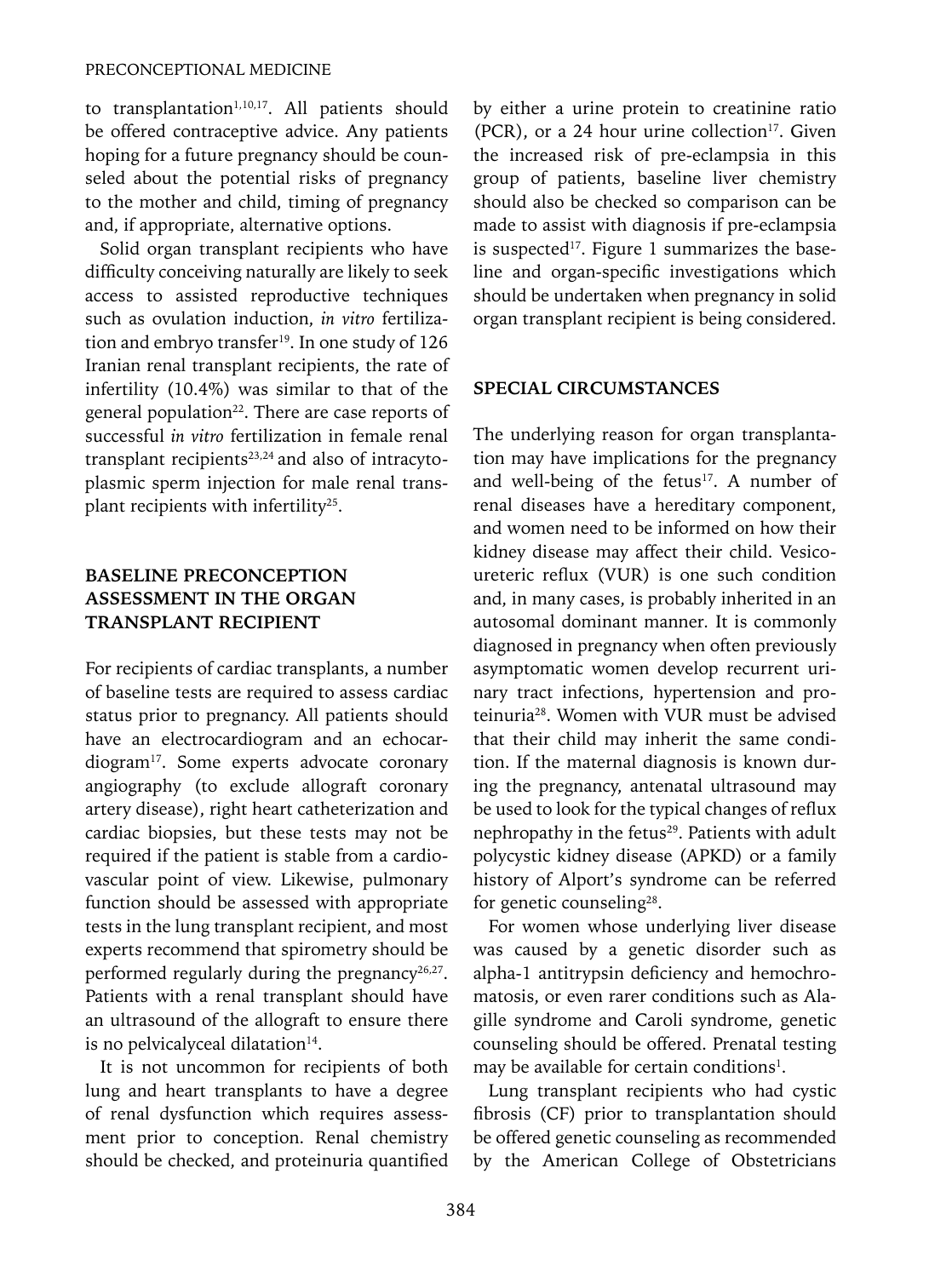to transplantation[1,10,17]. All patients should be offered contraceptive advice. Any patients hoping for a future pregnancy should be counseled about the potential risks of pregnancy to the mother and child, timing of pregnancy and, if appropriate, alternative options.

Solid organ transplant recipients who have difficulty conceiving naturally are likely to seek access to assisted reproductive techniques such as ovulation induction, *in vitro* fertilization and embryo transfer[19]. In one study of 126 Iranian renal transplant recipients, the rate of infertility (10.4%) was similar to that of the general population[22]. There are case reports of successful *in vitro* fertilization in female renal transplant recipients[23,24] and also of intracytoplasmic sperm injection for male renal transplant recipients with infertility[25].

## BASELINE PRECONCEPTION ASSESSMENT IN THE ORGAN TRANSPLANT RECIPIENT

For recipients of cardiac transplants, a number of baseline tests are required to assess cardiac status prior to pregnancy. All patients should have an electrocardiogram and an echocardiogram[17]. Some experts advocate coronary angiography (to exclude allograft coronary artery disease), right heart catheterization and cardiac biopsies, but these tests may not be required if the patient is stable from a cardiovascular point of view. Likewise, pulmonary function should be assessed with appropriate tests in the lung transplant recipient, and most experts recommend that spirometry should be performed regularly during the pregnancy[26,27]. Patients with a renal transplant should have an ultrasound of the allograft to ensure there is no pelvicalyceal dilatation[14].

It is not uncommon for recipients of both lung and heart transplants to have a degree of renal dysfunction which requires assessment prior to conception. Renal chemistry should be checked, and proteinuria quantified by either a urine protein to creatinine ratio (PCR), or a 24 hour urine collection[17]. Given the increased risk of pre-eclampsia in this group of patients, baseline liver chemistry should also be checked so comparison can be made to assist with diagnosis if pre-eclampsia is suspected[17]. Figure 1 summarizes the baseline and organ-specific investigations which should be undertaken when pregnancy in solid organ transplant recipient is being considered.

## SPECIAL CIRCUMSTANCES

The underlying reason for organ transplantation may have implications for the pregnancy and well-being of the fetus[17]. A number of renal diseases have a hereditary component, and women need to be informed on how their kidney disease may affect their child. Vesicoureteric reflux (VUR) is one such condition and, in many cases, is probably inherited in an autosomal dominant manner. It is commonly diagnosed in pregnancy when often previously asymptomatic women develop recurrent urinary tract infections, hypertension and proteinuria[28]. Women with VUR must be advised that their child may inherit the same condition. If the maternal diagnosis is known during the pregnancy, antenatal ultrasound may be used to look for the typical changes of reflux nephropathy in the fetus[29]. Patients with adult polycystic kidney disease (APKD) or a family history of Alport's syndrome can be referred for genetic counseling[28].

For women whose underlying liver disease was caused by a genetic disorder such as alpha-1 antitrypsin deficiency and hemochromatosis, or even rarer conditions such as Alagille syndrome and Caroli syndrome, genetic counseling should be offered. Prenatal testing may be available for certain conditions[1].

Lung transplant recipients who had cystic fibrosis (CF) prior to transplantation should be offered genetic counseling as recommended by the American College of Obstetricians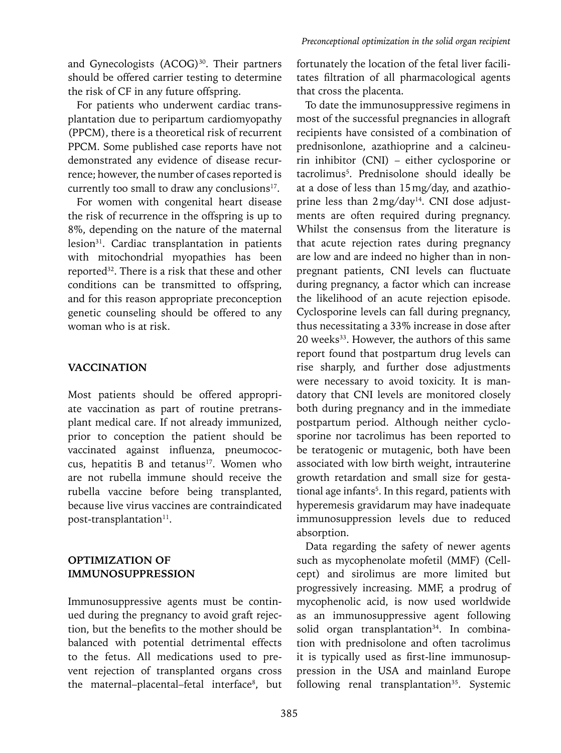and Gynecologists (ACOG)[30]. Their partners should be offered carrier testing to determine the risk of CF in any future offspring.

For patients who underwent cardiac transplantation due to peripartum cardiomyopathy (PPCM), there is a theoretical risk of recurrent PPCM. Some published case reports have not demonstrated any evidence of disease recurrence; however, the number of cases reported is currently too small to draw any conclusions[17].

For women with congenital heart disease the risk of recurrence in the offspring is up to 8%, depending on the nature of the maternal lesion[31]. Cardiac transplantation in patients with mitochondrial myopathies has been reported[32]. There is a risk that these and other conditions can be transmitted to offspring, and for this reason appropriate preconception genetic counseling should be offered to any woman who is at risk.

## VACCINATION

Most patients should be offered appropriate vaccination as part of routine pretransplant medical care. If not already immunized, prior to conception the patient should be vaccinated against influenza, pneumococcus, hepatitis B and tetanus[17]. Women who are not rubella immune should receive the rubella vaccine before being transplanted, because live virus vaccines are contraindicated post-transplantation[11].

## OPTIMIZATION OF IMMUNOSUPPRESSION

Immunosuppressive agents must be continued during the pregnancy to avoid graft rejection, but the benefits to the mother should be balanced with potential detrimental effects to the fetus. All medications used to prevent rejection of transplanted organs cross the maternal–placental–fetal interface[8], but fortunately the location of the fetal liver facilitates filtration of all pharmacological agents that cross the placenta.

To date the immunosuppressive regimens in most of the successful pregnancies in allograft recipients have consisted of a combination of prednisonlone, azathioprine and a calcineurin inhibitor (CNI) – either cyclosporine or tacrolimus[5]. Prednisolone should ideally be at a dose of less than 15 mg/day, and azathioprine less than 2 mg/day[14]. CNI dose adjustments are often required during pregnancy. Whilst the consensus from the literature is that acute rejection rates during pregnancy are low and are indeed no higher than in non-pregnant patients, CNI levels can fluctuate during pregnancy, a factor which can increase the likelihood of an acute rejection episode. Cyclosporine levels can fall during pregnancy, thus necessitating a 33% increase in dose after 20 weeks[33]. However, the authors of this same report found that postpartum drug levels can rise sharply, and further dose adjustments were necessary to avoid toxicity. It is mandatory that CNI levels are monitored closely both during pregnancy and in the immediate postpartum period. Although neither cyclosporine nor tacrolimus has been reported to be teratogenic or mutagenic, both have been associated with low birth weight, intrauterine growth retardation and small size for gestational age infants[5]. In this regard, patients with hyperemesis gravidarum may have inadequate immunosuppression levels due to reduced absorption.

Data regarding the safety of newer agents such as mycophenolate mofetil (MMF) (Cellcept) and sirolimus are more limited but progressively increasing. MMF, a prodrug of mycophenolic acid, is now used worldwide as an immunosuppressive agent following solid organ transplantation[34]. In combination with prednisolone and often tacrolimus it is typically used as first-line immunosuppression in the USA and mainland Europe following renal transplantation[35]. Systemic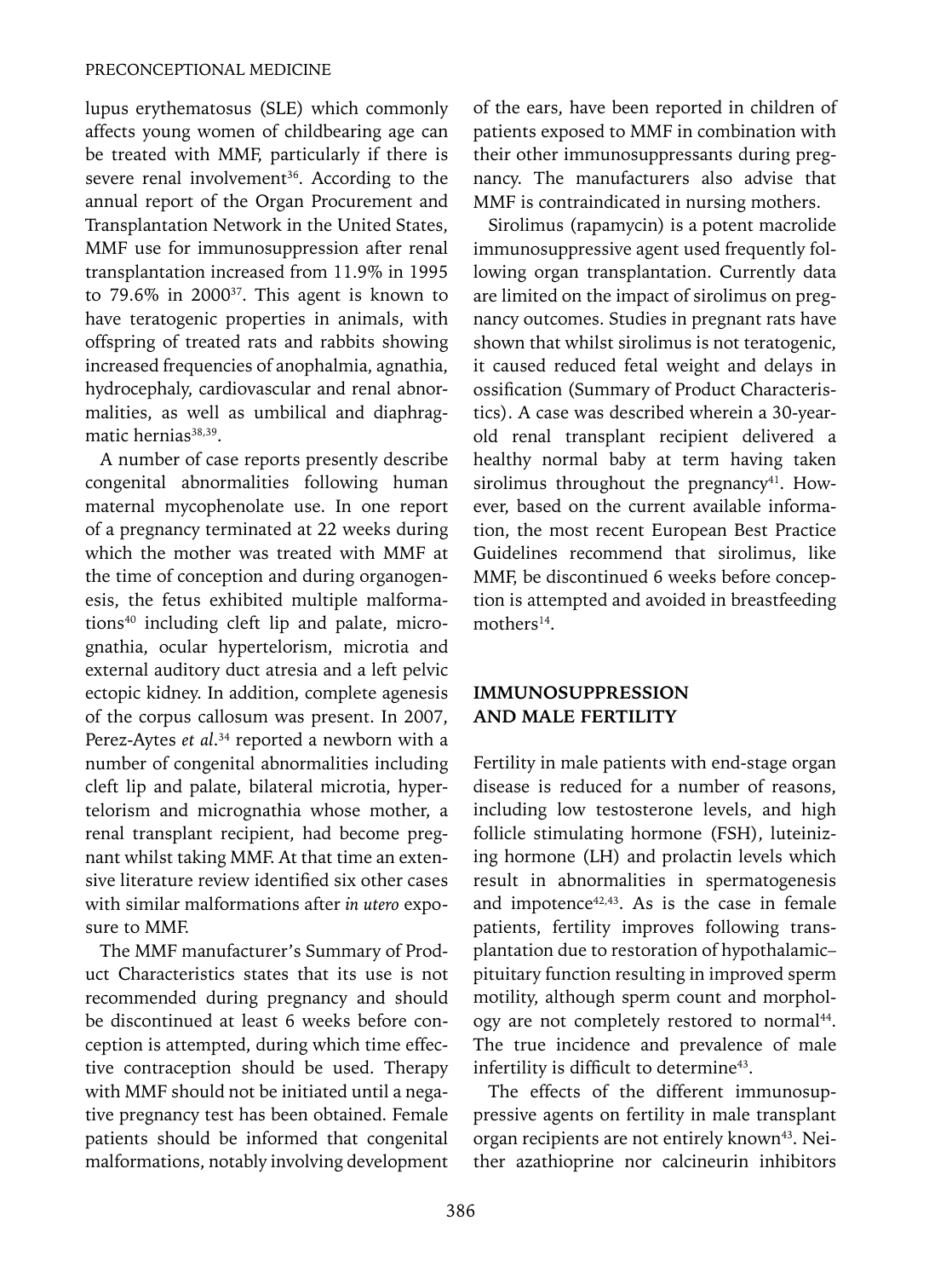lupus erythematosus (SLE) which commonly affects young women of childbearing age can be treated with MMF, particularly if there is severe renal involvement[36]. According to the annual report of the Organ Procurement and Transplantation Network in the United States, MMF use for immunosuppression after renal transplantation increased from 11.9% in 1995 to 79.6% in 2000[37]. This agent is known to have teratogenic properties in animals, with offspring of treated rats and rabbits showing increased frequencies of anophalmia, agnathia, hydrocephaly, cardiovascular and renal abnormalities, as well as umbilical and diaphragmatic hernias[38,39].

A number of case reports presently describe congenital abnormalities following human maternal mycophenolate use. In one report of a pregnancy terminated at 22 weeks during which the mother was treated with MMF at the time of conception and during organogenesis, the fetus exhibited multiple malformations[40] including cleft lip and palate, micrognathia, ocular hypertelorism, microtia and external auditory duct atresia and a left pelvic ectopic kidney. In addition, complete agenesis of the corpus callosum was present. In 2007, Perez-Aytes *et al*.[34] reported a newborn with a number of congenital abnormalities including cleft lip and palate, bilateral microtia, hypertelorism and micrognathia whose mother, a renal transplant recipient, had become pregnant whilst taking MMF. At that time an extensive literature review identified six other cases with similar malformations after *in utero* exposure to MMF.

The MMF manufacturer's Summary of Product Characteristics states that its use is not recommended during pregnancy and should be discontinued at least 6 weeks before conception is attempted, during which time effective contraception should be used. Therapy with MMF should not be initiated until a negative pregnancy test has been obtained. Female patients should be informed that congenital malformations, notably involving development of the ears, have been reported in children of patients exposed to MMF in combination with their other immunosuppressants during pregnancy. The manufacturers also advise that MMF is contraindicated in nursing mothers.

Sirolimus (rapamycin) is a potent macrolide immunosuppressive agent used frequently following organ transplantation. Currently data are limited on the impact of sirolimus on pregnancy outcomes. Studies in pregnant rats have shown that whilst sirolimus is not teratogenic, it caused reduced fetal weight and delays in ossification (Summary of Product Characteristics). A case was described wherein a 30-year-old renal transplant recipient delivered a healthy normal baby at term having taken sirolimus throughout the pregnancy[41]. However, based on the current available information, the most recent European Best Practice Guidelines recommend that sirolimus, like MMF, be discontinued 6 weeks before conception is attempted and avoided in breastfeeding mothers[14].

## IMMUNOSUPPRESSION AND MALE FERTILITY

Fertility in male patients with end-stage organ disease is reduced for a number of reasons, including low testosterone levels, and high follicle stimulating hormone (FSH), luteinizing hormone (LH) and prolactin levels which result in abnormalities in spermatogenesis and impotence[42,43]. As is the case in female patients, fertility improves following transplantation due to restoration of hypothalamic–pituitary function resulting in improved sperm motility, although sperm count and morphology are not completely restored to normal[44]. The true incidence and prevalence of male infertility is difficult to determine[43].

The effects of the different immunosuppressive agents on fertility in male transplant organ recipients are not entirely known[43]. Neither azathioprine nor calcineurin inhibitors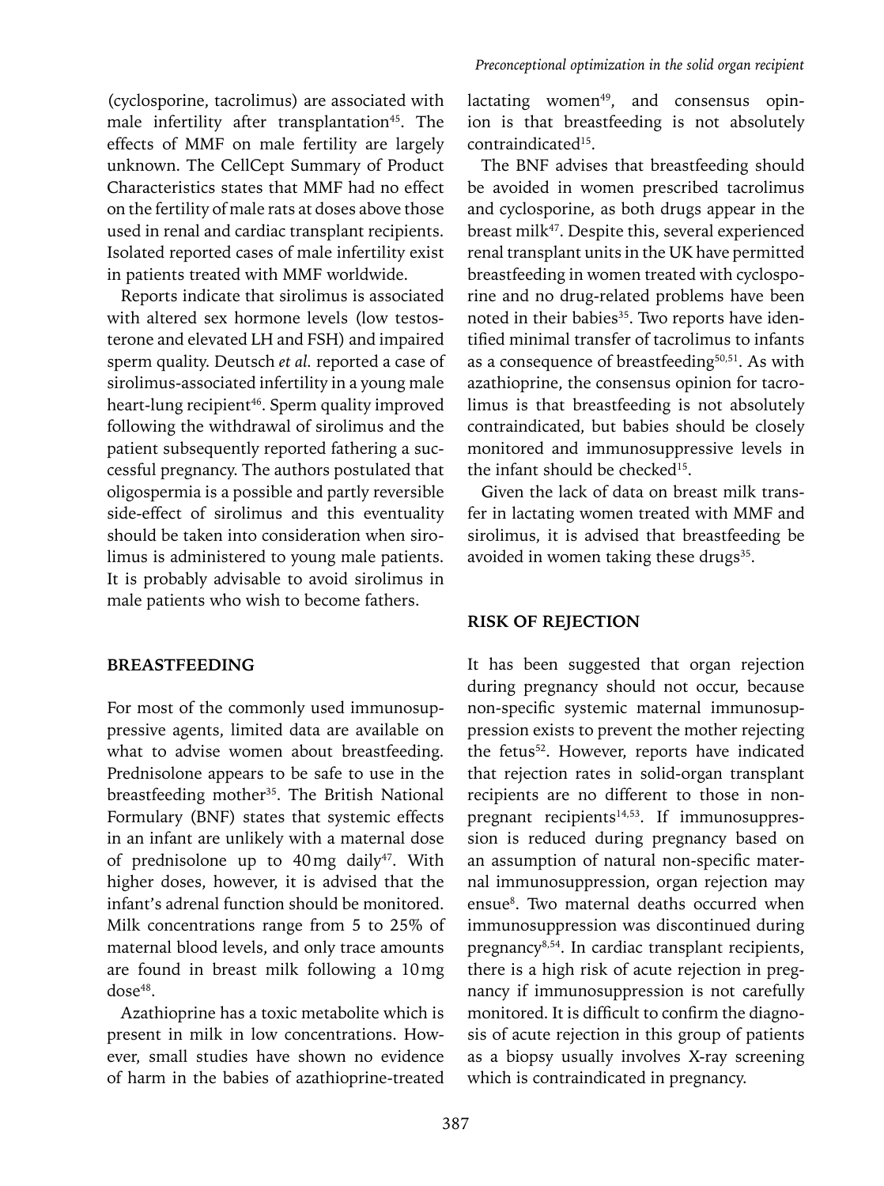(cyclosporine, tacrolimus) are associated with male infertility after transplantation[45]. The effects of MMF on male fertility are largely unknown. The CellCept Summary of Product Characteristics states that MMF had no effect on the fertility of male rats at doses above those used in renal and cardiac transplant recipients. Isolated reported cases of male infertility exist in patients treated with MMF worldwide.

Reports indicate that sirolimus is associated with altered sex hormone levels (low testosterone and elevated LH and FSH) and impaired sperm quality. Deutsch *et al.* reported a case of sirolimus-associated infertility in a young male heart-lung recipient[46]. Sperm quality improved following the withdrawal of sirolimus and the patient subsequently reported fathering a successful pregnancy. The authors postulated that oligospermia is a possible and partly reversible side-effect of sirolimus and this eventuality should be taken into consideration when sirolimus is administered to young male patients. It is probably advisable to avoid sirolimus in male patients who wish to become fathers.

## BREASTFEEDING

For most of the commonly used immunosuppressive agents, limited data are available on what to advise women about breastfeeding. Prednisolone appears to be safe to use in the breastfeeding mother[35]. The British National Formulary (BNF) states that systemic effects in an infant are unlikely with a maternal dose of prednisolone up to 40 mg daily[47]. With higher doses, however, it is advised that the infant's adrenal function should be monitored. Milk concentrations range from 5 to 25% of maternal blood levels, and only trace amounts are found in breast milk following a 10 mg dose[48].

Azathioprine has a toxic metabolite which is present in milk in low concentrations. However, small studies have shown no evidence of harm in the babies of azathioprine-treated lactating women[49], and consensus opinion is that breastfeeding is not absolutely contraindicated[15].

The BNF advises that breastfeeding should be avoided in women prescribed tacrolimus and cyclosporine, as both drugs appear in the breast milk[47]. Despite this, several experienced renal transplant units in the UK have permitted breastfeeding in women treated with cyclosporine and no drug-related problems have been noted in their babies[35]. Two reports have identified minimal transfer of tacrolimus to infants as a consequence of breastfeeding[50,51]. As with azathioprine, the consensus opinion for tacrolimus is that breastfeeding is not absolutely contraindicated, but babies should be closely monitored and immunosuppressive levels in the infant should be checked[15].

Given the lack of data on breast milk transfer in lactating women treated with MMF and sirolimus, it is advised that breastfeeding be avoided in women taking these drugs[35].

## RISK OF REJECTION

It has been suggested that organ rejection during pregnancy should not occur, because non-specific systemic maternal immunosuppression exists to prevent the mother rejecting the fetus[52]. However, reports have indicated that rejection rates in solid-organ transplant recipients are no different to those in non-pregnant recipients[14,53]. If immunosuppression is reduced during pregnancy based on an assumption of natural non-specific maternal immunosuppression, organ rejection may ensue[8]. Two maternal deaths occurred when immunosuppression was discontinued during pregnancy[8,54]. In cardiac transplant recipients, there is a high risk of acute rejection in pregnancy if immunosuppression is not carefully monitored. It is difficult to confirm the diagnosis of acute rejection in this group of patients as a biopsy usually involves X-ray screening which is contraindicated in pregnancy.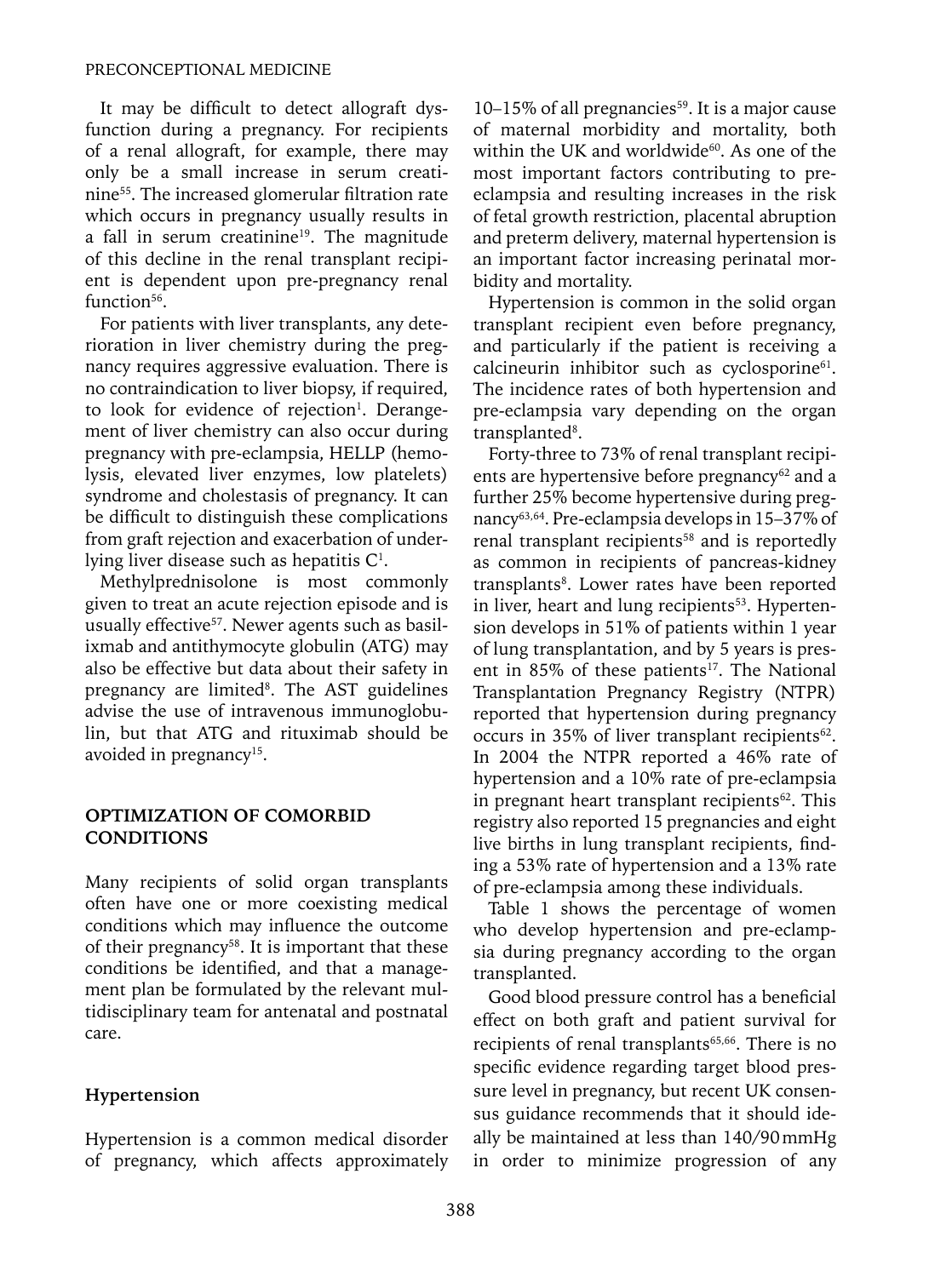It may be difficult to detect allograft dysfunction during a pregnancy. For recipients of a renal allograft, for example, there may only be a small increase in serum creatinine[55]. The increased glomerular filtration rate which occurs in pregnancy usually results in a fall in serum creatinine[19]. The magnitude of this decline in the renal transplant recipient is dependent upon pre-pregnancy renal function[56].

For patients with liver transplants, any deterioration in liver chemistry during the pregnancy requires aggressive evaluation. There is no contraindication to liver biopsy, if required, to look for evidence of rejection[1]. Derangement of liver chemistry can also occur during pregnancy with pre-eclampsia, HELLP (hemolysis, elevated liver enzymes, low platelets) syndrome and cholestasis of pregnancy. It can be difficult to distinguish these complications from graft rejection and exacerbation of underlying liver disease such as hepatitis C[1].

Methylprednisolone is most commonly given to treat an acute rejection episode and is usually effective[57]. Newer agents such as basiliximab and antithymocyte globulin (ATG) may also be effective but data about their safety in pregnancy are limited[8]. The AST guidelines advise the use of intravenous immunoglobulin, but that ATG and rituximab should be avoided in pregnancy[15].

## OPTIMIZATION OF COMORBID CONDITIONS

Many recipients of solid organ transplants often have one or more coexisting medical conditions which may influence the outcome of their pregnancy[58]. It is important that these conditions be identified, and that a management plan be formulated by the relevant multidisciplinary team for antenatal and postnatal care.

### Hypertension

Hypertension is a common medical disorder of pregnancy, which affects approximately 10–15% of all pregnancies[59]. It is a major cause of maternal morbidity and mortality, both within the UK and worldwide[60]. As one of the most important factors contributing to pre-eclampsia and resulting increases in the risk of fetal growth restriction, placental abruption and preterm delivery, maternal hypertension is an important factor increasing perinatal morbidity and mortality.

Hypertension is common in the solid organ transplant recipient even before pregnancy, and particularly if the patient is receiving a calcineurin inhibitor such as cyclosporine[61]. The incidence rates of both hypertension and pre-eclampsia vary depending on the organ transplanted[8].

Forty-three to 73% of renal transplant recipients are hypertensive before pregnancy[62] and a further 25% become hypertensive during pregnancy[63,64]. Pre-eclampsia develops in 15–37% of renal transplant recipients[58] and is reportedly as common in recipients of pancreas-kidney transplants[8]. Lower rates have been reported in liver, heart and lung recipients[53]. Hypertension develops in 51% of patients within 1 year of lung transplantation, and by 5 years is present in 85% of these patients[17]. The National Transplantation Pregnancy Registry (NTPR) reported that hypertension during pregnancy occurs in 35% of liver transplant recipients[62]. In 2004 the NTPR reported a 46% rate of hypertension and a 10% rate of pre-eclampsia in pregnant heart transplant recipients[62]. This registry also reported 15 pregnancies and eight live births in lung transplant recipients, finding a 53% rate of hypertension and a 13% rate of pre-eclampsia among these individuals.

Table 1 shows the percentage of women who develop hypertension and pre-eclampsia during pregnancy according to the organ transplanted.

Good blood pressure control has a beneficial effect on both graft and patient survival for recipients of renal transplants[65,66]. There is no specific evidence regarding target blood pressure level in pregnancy, but recent UK consensus guidance recommends that it should ideally be maintained at less than 140/90 mmHg in order to minimize progression of any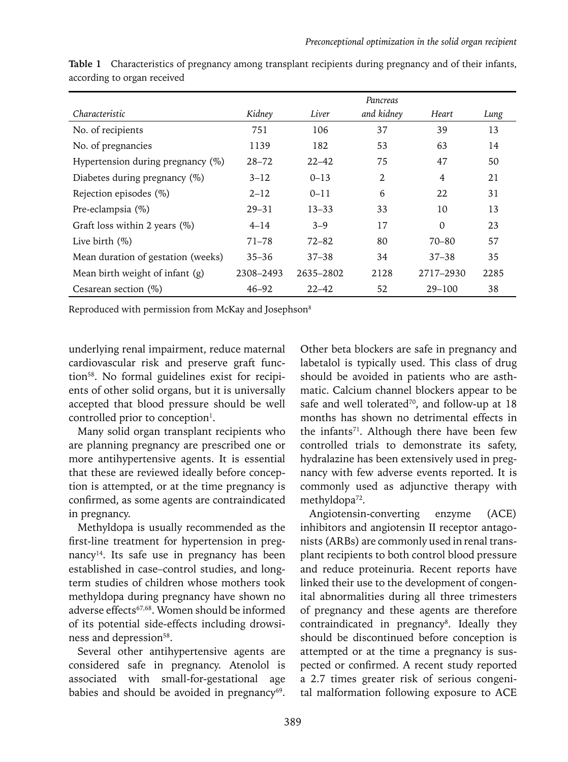**Table 1** Characteristics of pregnancy among transplant recipients during pregnancy and of their infants, according to organ received

| *Characteristic* | *Kidney* | *Liver* | *Pancreas and kidney* | *Heart* | *Lung* |
|---|---|---|---|---|---|
| No. of recipients | 751 | 106 | 37 | 39 | 13 |
| No. of pregnancies | 1139 | 182 | 53 | 63 | 14 |
| Hypertension during pregnancy (%) | 28–72 | 22–42 | 75 | 47 | 50 |
| Diabetes during pregnancy (%) | 3–12 | 0–13 | 2 | 4 | 21 |
| Rejection episodes (%) | 2–12 | 0–11 | 6 | 22 | 31 |
| Pre-eclampsia (%) | 29–31 | 13–33 | 33 | 10 | 13 |
| Graft loss within 2 years (%) | 4–14 | 3–9 | 17 | 0 | 23 |
| Live birth (%) | 71–78 | 72–82 | 80 | 70–80 | 57 |
| Mean duration of gestation (weeks) | 35–36 | 37–38 | 34 | 37–38 | 35 |
| Mean birth weight of infant (g) | 2308–2493 | 2635–2802 | 2128 | 2717–2930 | 2285 |
| Cesarean section (%) | 46–92 | 22–42 | 52 | 29–100 | 38 |

Reproduced with permission from McKay and Josephson[8]

underlying renal impairment, reduce maternal cardiovascular risk and preserve graft function[58]. No formal guidelines exist for recipients of other solid organs, but it is universally accepted that blood pressure should be well controlled prior to conception[1].

Many solid organ transplant recipients who are planning pregnancy are prescribed one or more antihypertensive agents. It is essential that these are reviewed ideally before conception is attempted, or at the time pregnancy is confirmed, as some agents are contraindicated in pregnancy.

Methyldopa is usually recommended as the first-line treatment for hypertension in pregnancy[14]. Its safe use in pregnancy has been established in case–control studies, and long-term studies of children whose mothers took methyldopa during pregnancy have shown no adverse effects[67,68]. Women should be informed of its potential side-effects including drowsiness and depression[58].

Several other antihypertensive agents are considered safe in pregnancy. Atenolol is associated with small-for-gestational age babies and should be avoided in pregnancy[69]. Other beta blockers are safe in pregnancy and labetalol is typically used. This class of drug should be avoided in patients who are asthmatic. Calcium channel blockers appear to be safe and well tolerated[70], and follow-up at 18 months has shown no detrimental effects in the infants[71]. Although there have been few controlled trials to demonstrate its safety, hydralazine has been extensively used in pregnancy with few adverse events reported. It is commonly used as adjunctive therapy with methyldopa[72].

Angiotensin-converting enzyme (ACE) inhibitors and angiotensin II receptor antagonists (ARBs) are commonly used in renal transplant recipients to both control blood pressure and reduce proteinuria. Recent reports have linked their use to the development of congenital abnormalities during all three trimesters of pregnancy and these agents are therefore contraindicated in pregnancy[8]. Ideally they should be discontinued before conception is attempted or at the time a pregnancy is suspected or confirmed. A recent study reported a 2.7 times greater risk of serious congenital malformation following exposure to ACE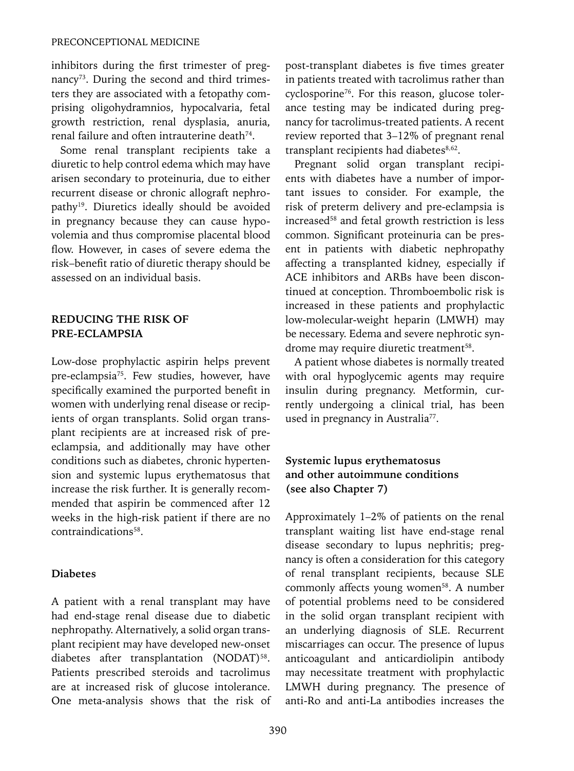inhibitors during the first trimester of pregnancy[73]. During the second and third trimesters they are associated with a fetopathy comprising oligohydramnios, hypocalvaria, fetal growth restriction, renal dysplasia, anuria, renal failure and often intrauterine death[74].

Some renal transplant recipients take a diuretic to help control edema which may have arisen secondary to proteinuria, due to either recurrent disease or chronic allograft nephropathy[19]. Diuretics ideally should be avoided in pregnancy because they can cause hypovolemia and thus compromise placental blood flow. However, in cases of severe edema the risk–benefit ratio of diuretic therapy should be assessed on an individual basis.

## REDUCING THE RISK OF PRE-ECLAMPSIA

Low-dose prophylactic aspirin helps prevent pre-eclampsia[75]. Few studies, however, have specifically examined the purported benefit in women with underlying renal disease or recipients of organ transplants. Solid organ transplant recipients are at increased risk of pre-eclampsia, and additionally may have other conditions such as diabetes, chronic hypertension and systemic lupus erythematosus that increase the risk further. It is generally recommended that aspirin be commenced after 12 weeks in the high-risk patient if there are no contraindications[58].

### Diabetes

A patient with a renal transplant may have had end-stage renal disease due to diabetic nephropathy. Alternatively, a solid organ transplant recipient may have developed new-onset diabetes after transplantation (NODAT)[58]. Patients prescribed steroids and tacrolimus are at increased risk of glucose intolerance. One meta-analysis shows that the risk of post-transplant diabetes is five times greater in patients treated with tacrolimus rather than cyclosporine[76]. For this reason, glucose tolerance testing may be indicated during pregnancy for tacrolimus-treated patients. A recent review reported that 3–12% of pregnant renal transplant recipients had diabetes[8,62].

Pregnant solid organ transplant recipients with diabetes have a number of important issues to consider. For example, the risk of preterm delivery and pre-eclampsia is increased[58] and fetal growth restriction is less common. Significant proteinuria can be present in patients with diabetic nephropathy affecting a transplanted kidney, especially if ACE inhibitors and ARBs have been discontinued at conception. Thromboembolic risk is increased in these patients and prophylactic low-molecular-weight heparin (LMWH) may be necessary. Edema and severe nephrotic syndrome may require diuretic treatment[58].

A patient whose diabetes is normally treated with oral hypoglycemic agents may require insulin during pregnancy. Metformin, currently undergoing a clinical trial, has been used in pregnancy in Australia[77].

### Systemic lupus erythematosus and other autoimmune conditions (see also Chapter 7)

Approximately 1–2% of patients on the renal transplant waiting list have end-stage renal disease secondary to lupus nephritis; pregnancy is often a consideration for this category of renal transplant recipients, because SLE commonly affects young women[58]. A number of potential problems need to be considered in the solid organ transplant recipient with an underlying diagnosis of SLE. Recurrent miscarriages can occur. The presence of lupus anticoagulant and anticardiolipin antibody may necessitate treatment with prophylactic LMWH during pregnancy. The presence of anti-Ro and anti-La antibodies increases the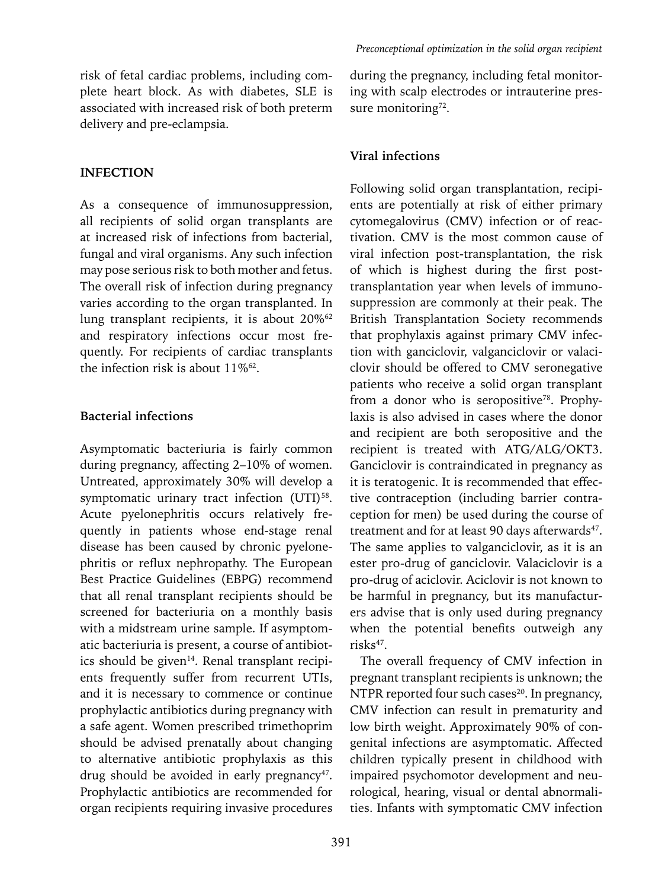risk of fetal cardiac problems, including complete heart block. As with diabetes, SLE is associated with increased risk of both preterm delivery and pre-eclampsia.

## INFECTION

As a consequence of immunosuppression, all recipients of solid organ transplants are at increased risk of infections from bacterial, fungal and viral organisms. Any such infection may pose serious risk to both mother and fetus. The overall risk of infection during pregnancy varies according to the organ transplanted. In lung transplant recipients, it is about 20%[62] and respiratory infections occur most frequently. For recipients of cardiac transplants the infection risk is about 11%[62].

### Bacterial infections

Asymptomatic bacteriuria is fairly common during pregnancy, affecting 2–10% of women. Untreated, approximately 30% will develop a symptomatic urinary tract infection (UTI)[58]. Acute pyelonephritis occurs relatively frequently in patients whose end-stage renal disease has been caused by chronic pyelonephritis or reflux nephropathy. The European Best Practice Guidelines (EBPG) recommend that all renal transplant recipients should be screened for bacteriuria on a monthly basis with a midstream urine sample. If asymptomatic bacteriuria is present, a course of antibiotics should be given[14]. Renal transplant recipients frequently suffer from recurrent UTIs, and it is necessary to commence or continue prophylactic antibiotics during pregnancy with a safe agent. Women prescribed trimethoprim should be advised prenatally about changing to alternative antibiotic prophylaxis as this drug should be avoided in early pregnancy[47]. Prophylactic antibiotics are recommended for organ recipients requiring invasive procedures during the pregnancy, including fetal monitoring with scalp electrodes or intrauterine pressure monitoring[72].

### Viral infections

Following solid organ transplantation, recipients are potentially at risk of either primary cytomegalovirus (CMV) infection or of reactivation. CMV is the most common cause of viral infection post-transplantation, the risk of which is highest during the first post-transplantation year when levels of immunosuppression are commonly at their peak. The British Transplantation Society recommends that prophylaxis against primary CMV infection with ganciclovir, valganciclovir or valaciclovir should be offered to CMV seronegative patients who receive a solid organ transplant from a donor who is seropositive[78]. Prophylaxis is also advised in cases where the donor and recipient are both seropositive and the recipient is treated with ATG/ALG/OKT3. Ganciclovir is contraindicated in pregnancy as it is teratogenic. It is recommended that effective contraception (including barrier contraception for men) be used during the course of treatment and for at least 90 days afterwards[47]. The same applies to valganciclovir, as it is an ester pro-drug of ganciclovir. Valaciclovir is a pro-drug of aciclovir. Aciclovir is not known to be harmful in pregnancy, but its manufacturers advise that is only used during pregnancy when the potential benefits outweigh any risks[47].

The overall frequency of CMV infection in pregnant transplant recipients is unknown; the NTPR reported four such cases[20]. In pregnancy, CMV infection can result in prematurity and low birth weight. Approximately 90% of congenital infections are asymptomatic. Affected children typically present in childhood with impaired psychomotor development and neurological, hearing, visual or dental abnormalities. Infants with symptomatic CMV infection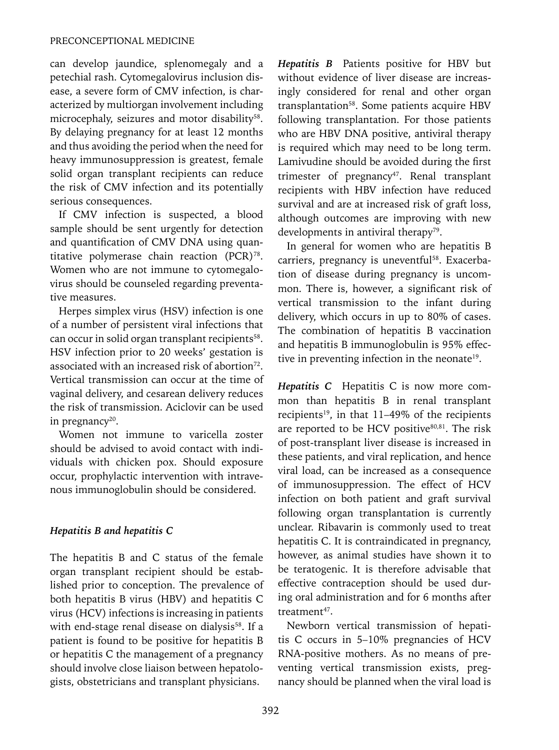can develop jaundice, splenomegaly and a petechial rash. Cytomegalovirus inclusion disease, a severe form of CMV infection, is characterized by multiorgan involvement including microcephaly, seizures and motor disability[58]. By delaying pregnancy for at least 12 months and thus avoiding the period when the need for heavy immunosuppression is greatest, female solid organ transplant recipients can reduce the risk of CMV infection and its potentially serious consequences.

If CMV infection is suspected, a blood sample should be sent urgently for detection and quantification of CMV DNA using quantitative polymerase chain reaction (PCR)[78]. Women who are not immune to cytomegalovirus should be counseled regarding preventative measures.

Herpes simplex virus (HSV) infection is one of a number of persistent viral infections that can occur in solid organ transplant recipients[58]. HSV infection prior to 20 weeks' gestation is associated with an increased risk of abortion[72]. Vertical transmission can occur at the time of vaginal delivery, and cesarean delivery reduces the risk of transmission. Aciclovir can be used in pregnancy[20].

Women not immune to varicella zoster should be advised to avoid contact with individuals with chicken pox. Should exposure occur, prophylactic intervention with intravenous immunoglobulin should be considered.

### *Hepatitis B and hepatitis C*

The hepatitis B and C status of the female organ transplant recipient should be established prior to conception. The prevalence of both hepatitis B virus (HBV) and hepatitis C virus (HCV) infections is increasing in patients with end-stage renal disease on dialysis[58]. If a patient is found to be positive for hepatitis B or hepatitis C the management of a pregnancy should involve close liaison between hepatologists, obstetricians and transplant physicians.

***Hepatitis B*** Patients positive for HBV but without evidence of liver disease are increasingly considered for renal and other organ transplantation[58]. Some patients acquire HBV following transplantation. For those patients who are HBV DNA positive, antiviral therapy is required which may need to be long term. Lamivudine should be avoided during the first trimester of pregnancy[47]. Renal transplant recipients with HBV infection have reduced survival and are at increased risk of graft loss, although outcomes are improving with new developments in antiviral therapy[79].

In general for women who are hepatitis B carriers, pregnancy is uneventful[58]. Exacerbation of disease during pregnancy is uncommon. There is, however, a significant risk of vertical transmission to the infant during delivery, which occurs in up to 80% of cases. The combination of hepatitis B vaccination and hepatitis B immunoglobulin is 95% effective in preventing infection in the neonate[19].

***Hepatitis C*** Hepatitis C is now more common than hepatitis B in renal transplant recipients[19], in that 11–49% of the recipients are reported to be HCV positive[80,81]. The risk of post-transplant liver disease is increased in these patients, and viral replication, and hence viral load, can be increased as a consequence of immunosuppression. The effect of HCV infection on both patient and graft survival following organ transplantation is currently unclear. Ribavarin is commonly used to treat hepatitis C. It is contraindicated in pregnancy, however, as animal studies have shown it to be teratogenic. It is therefore advisable that effective contraception should be used during oral administration and for 6 months after treatment[47].

Newborn vertical transmission of hepatitis C occurs in 5–10% pregnancies of HCV RNA-positive mothers. As no means of preventing vertical transmission exists, pregnancy should be planned when the viral load is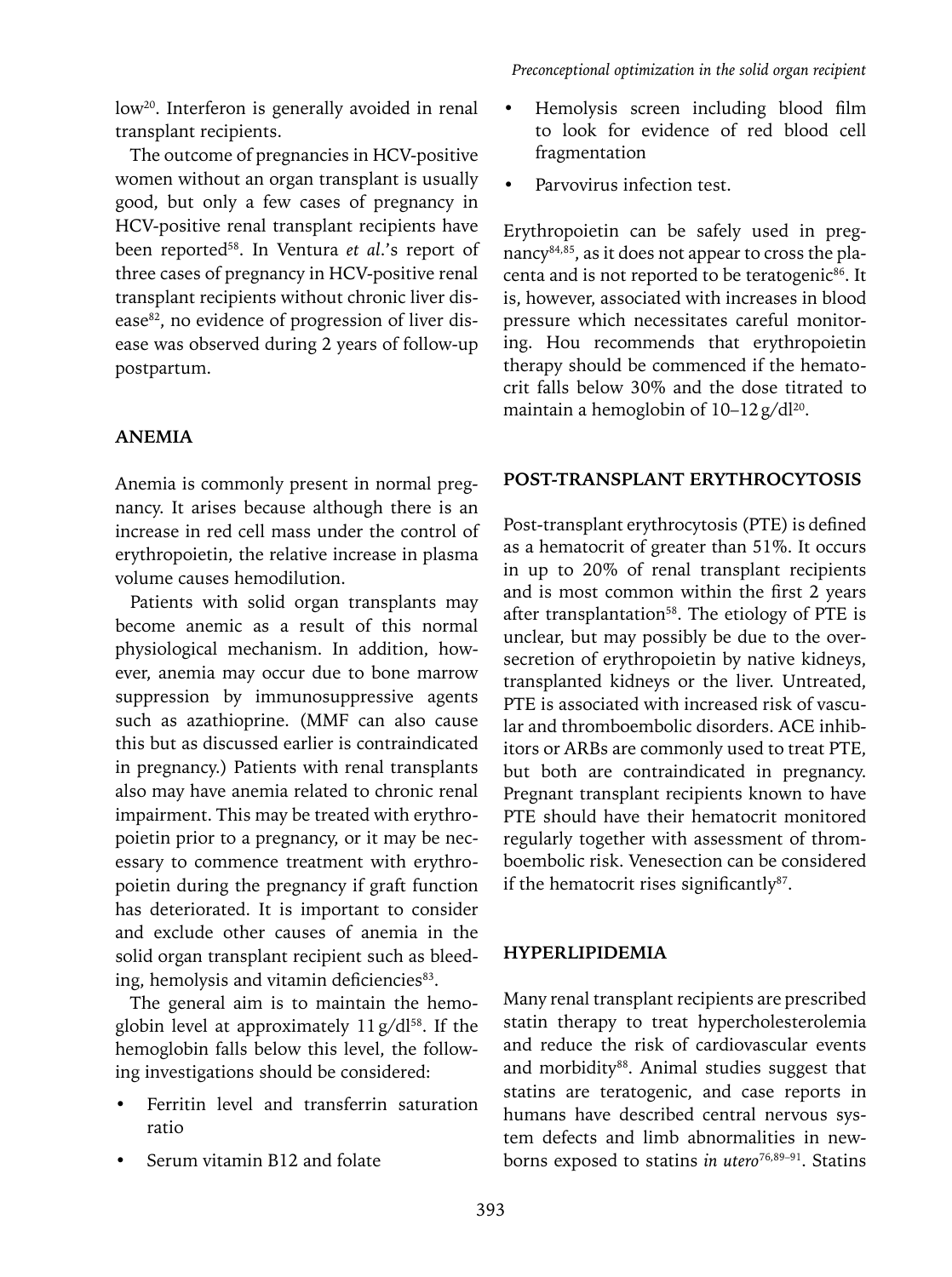low[20]. Interferon is generally avoided in renal transplant recipients.

The outcome of pregnancies in HCV-positive women without an organ transplant is usually good, but only a few cases of pregnancy in HCV-positive renal transplant recipients have been reported[58]. In Ventura *et al*.'s report of three cases of pregnancy in HCV-positive renal transplant recipients without chronic liver disease[82], no evidence of progression of liver disease was observed during 2 years of follow-up postpartum.

## ANEMIA

Anemia is commonly present in normal pregnancy. It arises because although there is an increase in red cell mass under the control of erythropoietin, the relative increase in plasma volume causes hemodilution.

Patients with solid organ transplants may become anemic as a result of this normal physiological mechanism. In addition, however, anemia may occur due to bone marrow suppression by immunosuppressive agents such as azathioprine. (MMF can also cause this but as discussed earlier is contraindicated in pregnancy.) Patients with renal transplants also may have anemia related to chronic renal impairment. This may be treated with erythropoietin prior to a pregnancy, or it may be necessary to commence treatment with erythropoietin during the pregnancy if graft function has deteriorated. It is important to consider and exclude other causes of anemia in the solid organ transplant recipient such as bleeding, hemolysis and vitamin deficiencies[83].

The general aim is to maintain the hemoglobin level at approximately 11 g/dl[58]. If the hemoglobin falls below this level, the following investigations should be considered:

- Ferritin level and transferrin saturation ratio
- Serum vitamin B12 and folate
- Hemolysis screen including blood film to look for evidence of red blood cell fragmentation
- Parvovirus infection test.

Erythropoietin can be safely used in pregnancy[84,85], as it does not appear to cross the placenta and is not reported to be teratogenic[86]. It is, however, associated with increases in blood pressure which necessitates careful monitoring. Hou recommends that erythropoietin therapy should be commenced if the hematocrit falls below 30% and the dose titrated to maintain a hemoglobin of 10–12 g/dl[20].

## POST-TRANSPLANT ERYTHROCYTOSIS

Post-transplant erythrocytosis (PTE) is defined as a hematocrit of greater than 51%. It occurs in up to 20% of renal transplant recipients and is most common within the first 2 years after transplantation[58]. The etiology of PTE is unclear, but may possibly be due to the oversecretion of erythropoietin by native kidneys, transplanted kidneys or the liver. Untreated, PTE is associated with increased risk of vascular and thromboembolic disorders. ACE inhibitors or ARBs are commonly used to treat PTE, but both are contraindicated in pregnancy. Pregnant transplant recipients known to have PTE should have their hematocrit monitored regularly together with assessment of thromboembolic risk. Venesection can be considered if the hematocrit rises significantly[87].

## HYPERLIPIDEMIA

Many renal transplant recipients are prescribed statin therapy to treat hypercholesterolemia and reduce the risk of cardiovascular events and morbidity[88]. Animal studies suggest that statins are teratogenic, and case reports in humans have described central nervous system defects and limb abnormalities in newborns exposed to statins *in utero*[76,89–91]. Statins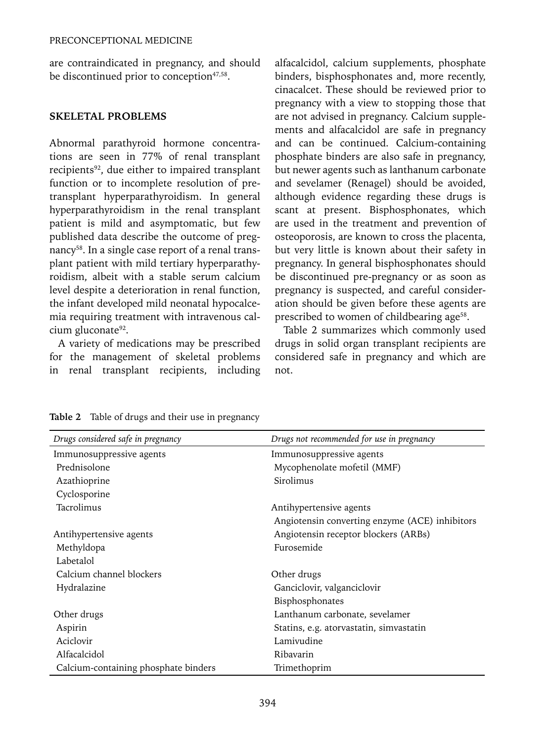are contraindicated in pregnancy, and should be discontinued prior to conception[47,58].

## SKELETAL PROBLEMS

Abnormal parathyroid hormone concentrations are seen in 77% of renal transplant recipients[92], due either to impaired transplant function or to incomplete resolution of pre-transplant hyperparathyroidism. In general hyperparathyroidism in the renal transplant patient is mild and asymptomatic, but few published data describe the outcome of pregnancy[58]. In a single case report of a renal transplant patient with mild tertiary hyperparathyroidism, albeit with a stable serum calcium level despite a deterioration in renal function, the infant developed mild neonatal hypocalcemia requiring treatment with intravenous calcium gluconate[92].

A variety of medications may be prescribed for the management of skeletal problems in renal transplant recipients, including alfacalcidol, calcium supplements, phosphate binders, bisphosphonates and, more recently, cinacalcet. These should be reviewed prior to pregnancy with a view to stopping those that are not advised in pregnancy. Calcium supplements and alfacalcidol are safe in pregnancy and can be continued. Calcium-containing phosphate binders are also safe in pregnancy, but newer agents such as lanthanum carbonate and sevelamer (Renagel) should be avoided, although evidence regarding these drugs is scant at present. Bisphosphonates, which are used in the treatment and prevention of osteoporosis, are known to cross the placenta, but very little is known about their safety in pregnancy. In general bisphosphonates should be discontinued pre-pregnancy or as soon as pregnancy is suspected, and careful consideration should be given before these agents are prescribed to women of childbearing age[58].

Table 2 summarizes which commonly used drugs in solid organ transplant recipients are considered safe in pregnancy and which are not.

**Table 2** Table of drugs and their use in pregnancy

| *Drugs considered safe in pregnancy* | *Drugs not recommended for use in pregnancy* |
|---|---|
| Immunosuppressive agents | Immunosuppressive agents |
| Prednisolone | Mycophenolate mofetil (MMF) |
| Azathioprine | Sirolimus |
| Cyclosporine | |
| Tacrolimus | Antihypertensive agents |
| | Angiotensin converting enzyme (ACE) inhibitors |
| Antihypertensive agents | Angiotensin receptor blockers (ARBs) |
| Methyldopa | Furosemide |
| Labetalol | |
| Calcium channel blockers | Other drugs |
| Hydralazine | Ganciclovir, valganciclovir |
| | Bisphosphonates |
| Other drugs | Lanthanum carbonate, sevelamer |
| Aspirin | Statins, e.g. atorvastatin, simvastatin |
| Aciclovir | Lamivudine |
| Alfacalcidol | Ribavarin |
| Calcium-containing phosphate binders | Trimethoprim |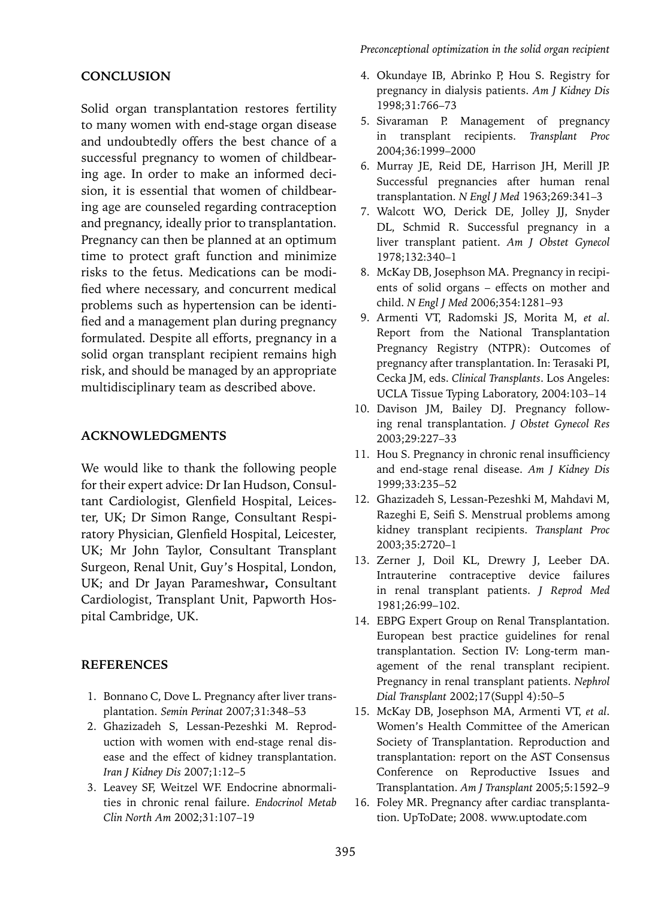## CONCLUSION

Solid organ transplantation restores fertility to many women with end-stage organ disease and undoubtedly offers the best chance of a successful pregnancy to women of childbearing age. In order to make an informed decision, it is essential that women of childbearing age are counseled regarding contraception and pregnancy, ideally prior to transplantation. Pregnancy can then be planned at an optimum time to protect graft function and minimize risks to the fetus. Medications can be modified where necessary, and concurrent medical problems such as hypertension can be identified and a management plan during pregnancy formulated. Despite all efforts, pregnancy in a solid organ transplant recipient remains high risk, and should be managed by an appropriate multidisciplinary team as described above.

## ACKNOWLEDGMENTS

We would like to thank the following people for their expert advice: Dr Ian Hudson, Consultant Cardiologist, Glenfield Hospital, Leicester, UK; Dr Simon Range, Consultant Respiratory Physician, Glenfield Hospital, Leicester, UK; Mr John Taylor, Consultant Transplant Surgeon, Renal Unit, Guy's Hospital, London, UK; and Dr Jayan Parameshwar, Consultant Cardiologist, Transplant Unit, Papworth Hospital Cambridge, UK.

## REFERENCES

1. Bonnano C, Dove L. Pregnancy after liver transplantation. *Semin Perinat* 2007;31:348–53
2. Ghazizadeh S, Lessan-Pezeshki M. Reproduction with women with end-stage renal disease and the effect of kidney transplantation. *Iran J Kidney Dis* 2007;1:12–5
3. Leavey SF, Weitzel WF. Endocrine abnormalities in chronic renal failure. *Endocrinol Metab Clin North Am* 2002;31:107–19
4. Okundaye IB, Abrinko P, Hou S. Registry for pregnancy in dialysis patients. *Am J Kidney Dis* 1998;31:766–73
5. Sivaraman P. Management of pregnancy in transplant recipients. *Transplant Proc* 2004;36:1999–2000
6. Murray JE, Reid DE, Harrison JH, Merill JP. Successful pregnancies after human renal transplantation. *N Engl J Med* 1963;269:341–3
7. Walcott WO, Derick DE, Jolley JJ, Snyder DL, Schmid R. Successful pregnancy in a liver transplant patient. *Am J Obstet Gynecol* 1978;132:340–1
8. McKay DB, Josephson MA. Pregnancy in recipients of solid organs – effects on mother and child. *N Engl J Med* 2006;354:1281–93
9. Armenti VT, Radomski JS, Morita M, *et al*. Report from the National Transplantation Pregnancy Registry (NTPR): Outcomes of pregnancy after transplantation. In: Terasaki PI, Cecka JM, eds. *Clinical Transplants*. Los Angeles: UCLA Tissue Typing Laboratory, 2004:103–14
10. Davison JM, Bailey DJ. Pregnancy following renal transplantation. *J Obstet Gynecol Res* 2003;29:227–33
11. Hou S. Pregnancy in chronic renal insufficiency and end-stage renal disease. *Am J Kidney Dis* 1999;33:235–52
12. Ghazizadeh S, Lessan-Pezeshki M, Mahdavi M, Razeghi E, Seifi S. Menstrual problems among kidney transplant recipients. *Transplant Proc* 2003;35:2720–1
13. Zerner J, Doil KL, Drewry J, Leeber DA. Intrauterine contraceptive device failures in renal transplant patients. *J Reprod Med* 1981;26:99–102.
14. EBPG Expert Group on Renal Transplantation. European best practice guidelines for renal transplantation. Section IV: Long-term management of the renal transplant recipient. Pregnancy in renal transplant patients. *Nephrol Dial Transplant* 2002;17(Suppl 4):50–5
15. McKay DB, Josephson MA, Armenti VT, *et al*. Women's Health Committee of the American Society of Transplantation. Reproduction and transplantation: report on the AST Consensus Conference on Reproductive Issues and Transplantation. *Am J Transplant* 2005;5:1592–9
16. Foley MR. Pregnancy after cardiac transplantation. UpToDate; 2008. www.uptodate.com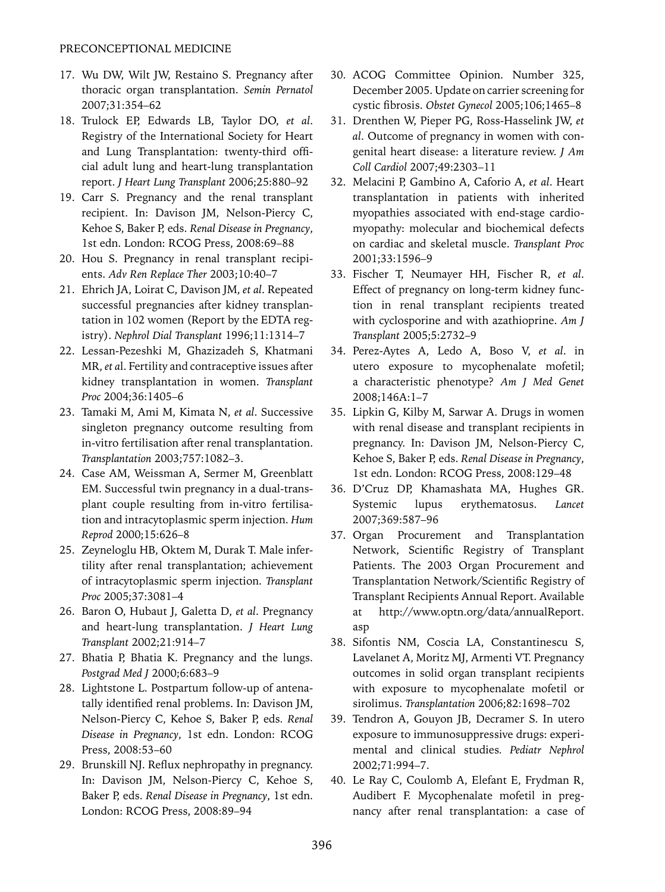17. Wu DW, Wilt JW, Restaino S. Pregnancy after thoracic organ transplantation. *Semin Pernatol* 2007;31:354–62
18. Trulock EP, Edwards LB, Taylor DO, *et al*. Registry of the International Society for Heart and Lung Transplantation: twenty-third official adult lung and heart-lung transplantation report. *J Heart Lung Transplant* 2006;25:880–92
19. Carr S. Pregnancy and the renal transplant recipient. In: Davison JM, Nelson-Piercy C, Kehoe S, Baker P, eds. *Renal Disease in Pregnancy*, 1st edn. London: RCOG Press, 2008:69–88
20. Hou S. Pregnancy in renal transplant recipients. *Adv Ren Replace Ther* 2003;10:40–7
21. Ehrich JA, Loirat C, Davison JM, *et al*. Repeated successful pregnancies after kidney transplantation in 102 women (Report by the EDTA registry). *Nephrol Dial Transplant* 1996;11:1314–7
22. Lessan-Pezeshki M, Ghazizadeh S, Khatmani MR, *et a*l. Fertility and contraceptive issues after kidney transplantation in women. *Transplant Proc* 2004;36:1405–6
23. Tamaki M, Ami M, Kimata N, *et al*. Successive singleton pregnancy outcome resulting from in-vitro fertilisation after renal transplantation. *Transplantation* 2003;757:1082–3.
24. Case AM, Weissman A, Sermer M, Greenblatt EM. Successful twin pregnancy in a dual-transplant couple resulting from in-vitro fertilisation and intracytoplasmic sperm injection. *Hum Reprod* 2000;15:626–8
25. Zeyneloglu HB, Oktem M, Durak T. Male infertility after renal transplantation; achievement of intracytoplasmic sperm injection. *Transplant Proc* 2005;37:3081–4
26. Baron O, Hubaut J, Galetta D, *et al*. Pregnancy and heart-lung transplantation. *J Heart Lung Transplant* 2002;21:914–7
27. Bhatia P, Bhatia K. Pregnancy and the lungs. *Postgrad Med J* 2000;6:683–9
28. Lightstone L. Postpartum follow-up of antenatally identified renal problems. In: Davison JM, Nelson-Piercy C, Kehoe S, Baker P, eds. *Renal Disease in Pregnancy*, 1st edn. London: RCOG Press, 2008:53–60
29. Brunskill NJ. Reflux nephropathy in pregnancy. In: Davison JM, Nelson-Piercy C, Kehoe S, Baker P, eds. *Renal Disease in Pregnancy*, 1st edn. London: RCOG Press, 2008:89–94
30. ACOG Committee Opinion. Number 325, December 2005. Update on carrier screening for cystic fibrosis. *Obstet Gynecol* 2005;106;1465–8
31. Drenthen W, Pieper PG, Ross-Hasselink JW, *et al*. Outcome of pregnancy in women with congenital heart disease: a literature review. *J Am Coll Cardiol* 2007;49:2303–11
32. Melacini P, Gambino A, Caforio A, *et al*. Heart transplantation in patients with inherited myopathies associated with end-stage cardiomyopathy: molecular and biochemical defects on cardiac and skeletal muscle. *Transplant Proc* 2001;33:1596–9
33. Fischer T, Neumayer HH, Fischer R, *et al*. Effect of pregnancy on long-term kidney function in renal transplant recipients treated with cyclosporine and with azathioprine. *Am J Transplant* 2005;5:2732–9
34. Perez-Aytes A, Ledo A, Boso V, *et al*. in utero exposure to mycophenalate mofetil; a characteristic phenotype? *Am J Med Genet* 2008;146A:1–7
35. Lipkin G, Kilby M, Sarwar A. Drugs in women with renal disease and transplant recipients in pregnancy. In: Davison JM, Nelson-Piercy C, Kehoe S, Baker P, eds. *Renal Disease in Pregnancy*, 1st edn. London: RCOG Press, 2008:129–48
36. D'Cruz DP, Khamashata MA, Hughes GR. Systemic lupus erythematosus. *Lancet* 2007;369:587–96
37. Organ Procurement and Transplantation Network, Scientific Registry of Transplant Patients. The 2003 Organ Procurement and Transplantation Network/Scientific Registry of Transplant Recipients Annual Report. Available at http://www.optn.org/data/annualReport.asp
38. Sifontis NM, Coscia LA, Constantinescu S, Lavelanet A, Moritz MJ, Armenti VT. Pregnancy outcomes in solid organ transplant recipients with exposure to mycophenalate mofetil or sirolimus. *Transplantation* 2006;82:1698–702
39. Tendron A, Gouyon JB, Decramer S. In utero exposure to immunosuppressive drugs: experimental and clinical studies. *Pediatr Nephrol* 2002;71:994–7.
40. Le Ray C, Coulomb A, Elefant E, Frydman R, Audibert F. Mycophenalate mofetil in pregnancy after renal transplantation: a case of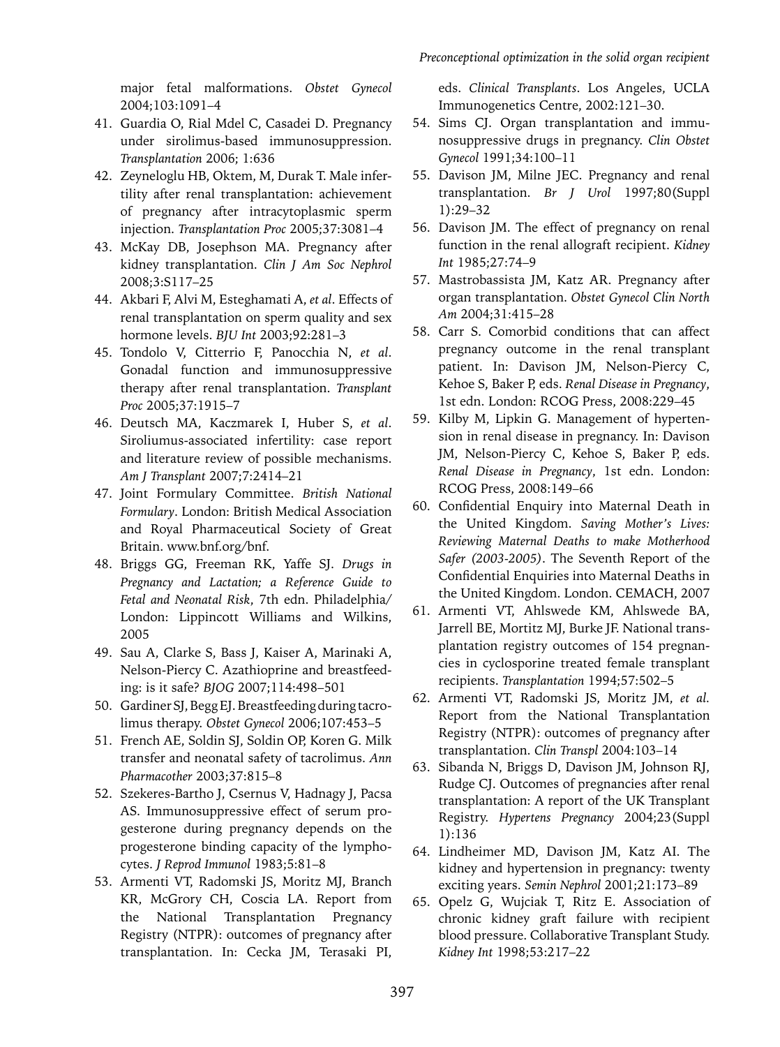major fetal malformations. *Obstet Gynecol* 2004;103:1091–4

41. Guardia O, Rial Mdel C, Casadei D. Pregnancy under sirolimus-based immunosuppression. *Transplantation* 2006; 1:636
42. Zeyneloglu HB, Oktem, M, Durak T. Male infertility after renal transplantation: achievement of pregnancy after intracytoplasmic sperm injection. *Transplantation Proc* 2005;37:3081–4
43. McKay DB, Josephson MA. Pregnancy after kidney transplantation. *Clin J Am Soc Nephrol* 2008;3:S117–25
44. Akbari F, Alvi M, Esteghamati A, *et al*. Effects of renal transplantation on sperm quality and sex hormone levels. *BJU Int* 2003;92:281–3
45. Tondolo V, Citterrio F, Panocchia N, *et al*. Gonadal function and immunosuppressive therapy after renal transplantation. *Transplant Proc* 2005;37:1915–7
46. Deutsch MA, Kaczmarek I, Huber S, *et al*. Siroliumus-associated infertility: case report and literature review of possible mechanisms. *Am J Transplant* 2007;7:2414–21
47. Joint Formulary Committee. *British National Formulary*. London: British Medical Association and Royal Pharmaceutical Society of Great Britain. www.bnf.org/bnf.
48. Briggs GG, Freeman RK, Yaffe SJ. *Drugs in Pregnancy and Lactation; a Reference Guide to Fetal and Neonatal Risk*, 7th edn. Philadelphia/London: Lippincott Williams and Wilkins, 2005
49. Sau A, Clarke S, Bass J, Kaiser A, Marinaki A, Nelson-Piercy C. Azathioprine and breastfeeding: is it safe? *BJOG* 2007;114:498–501
50. Gardiner SJ, Begg EJ. Breastfeeding during tacrolimus therapy. *Obstet Gynecol* 2006;107:453–5
51. French AE, Soldin SJ, Soldin OP, Koren G. Milk transfer and neonatal safety of tacrolimus. *Ann Pharmacother* 2003;37:815–8
52. Szekeres-Bartho J, Csernus V, Hadnagy J, Pacsa AS. Immunosuppressive effect of serum progesterone during pregnancy depends on the progesterone binding capacity of the lymphocytes. *J Reprod Immunol* 1983;5:81–8
53. Armenti VT, Radomski JS, Moritz MJ, Branch KR, McGrory CH, Coscia LA. Report from the National Transplantation Pregnancy Registry (NTPR): outcomes of pregnancy after transplantation. In: Cecka JM, Terasaki PI, eds. *Clinical Transplants*. Los Angeles, UCLA Immunogenetics Centre, 2002:121–30.
54. Sims CJ. Organ transplantation and immunosuppressive drugs in pregnancy. *Clin Obstet Gynecol* 1991;34:100–11
55. Davison JM, Milne JEC. Pregnancy and renal transplantation. *Br J Urol* 1997;80(Suppl 1):29–32
56. Davison JM. The effect of pregnancy on renal function in the renal allograft recipient. *Kidney Int* 1985;27:74–9
57. Mastrobassista JM, Katz AR. Pregnancy after organ transplantation. *Obstet Gynecol Clin North Am* 2004;31:415–28
58. Carr S. Comorbid conditions that can affect pregnancy outcome in the renal transplant patient. In: Davison JM, Nelson-Piercy C, Kehoe S, Baker P, eds. *Renal Disease in Pregnancy*, 1st edn. London: RCOG Press, 2008:229–45
59. Kilby M, Lipkin G. Management of hypertension in renal disease in pregnancy. In: Davison JM, Nelson-Piercy C, Kehoe S, Baker P, eds. *Renal Disease in Pregnancy*, 1st edn. London: RCOG Press, 2008:149–66
60. Confidential Enquiry into Maternal Death in the United Kingdom. *Saving Mother's Lives: Reviewing Maternal Deaths to make Motherhood Safer (2003-2005)*. The Seventh Report of the Confidential Enquiries into Maternal Deaths in the United Kingdom. London. CEMACH, 2007
61. Armenti VT, Ahlswede KM, Ahlswede BA, Jarrell BE, Mortitz MJ, Burke JF. National transplantation registry outcomes of 154 pregnancies in cyclosporine treated female transplant recipients. *Transplantation* 1994;57:502–5
62. Armenti VT, Radomski JS, Moritz JM, *et al.* Report from the National Transplantation Registry (NTPR): outcomes of pregnancy after transplantation. *Clin Transpl* 2004:103–14
63. Sibanda N, Briggs D, Davison JM, Johnson RJ, Rudge CJ. Outcomes of pregnancies after renal transplantation: A report of the UK Transplant Registry. *Hypertens Pregnancy* 2004;23(Suppl 1):136
64. Lindheimer MD, Davison JM, Katz AI. The kidney and hypertension in pregnancy: twenty exciting years. *Semin Nephrol* 2001;21:173–89
65. Opelz G, Wujciak T, Ritz E. Association of chronic kidney graft failure with recipient blood pressure. Collaborative Transplant Study. *Kidney Int* 1998;53:217–22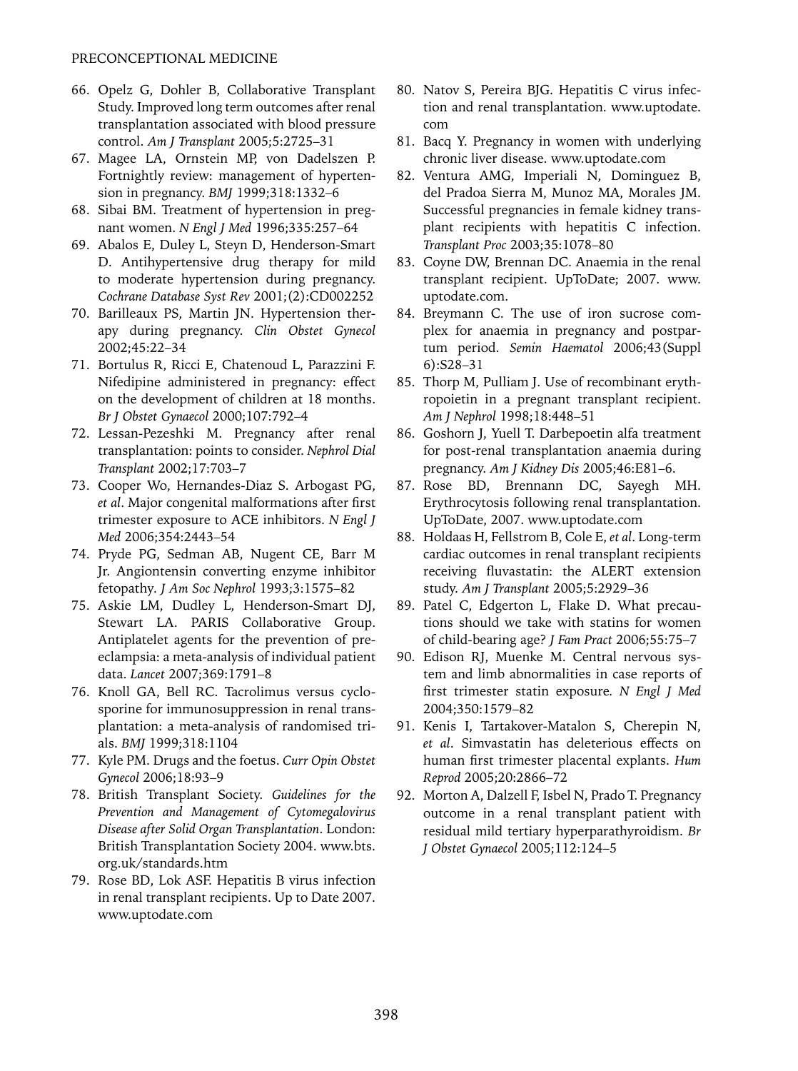66. Opelz G, Dohler B, Collaborative Transplant Study. Improved long term outcomes after renal transplantation associated with blood pressure control. *Am J Transplant* 2005;5:2725–31
67. Magee LA, Ornstein MP, von Dadelszen P. Fortnightly review: management of hypertension in pregnancy. *BMJ* 1999;318:1332–6
68. Sibai BM. Treatment of hypertension in pregnant women. *N Engl J Med* 1996;335:257–64
69. Abalos E, Duley L, Steyn D, Henderson-Smart D. Antihypertensive drug therapy for mild to moderate hypertension during pregnancy. *Cochrane Database Syst Rev* 2001;(2):CD002252
70. Barilleaux PS, Martin JN. Hypertension therapy during pregnancy. *Clin Obstet Gynecol* 2002;45:22–34
71. Bortulus R, Ricci E, Chatenoud L, Parazzini F. Nifedipine administered in pregnancy: effect on the development of children at 18 months. *Br J Obstet Gynaecol* 2000;107:792–4
72. Lessan-Pezeshki M. Pregnancy after renal transplantation: points to consider. *Nephrol Dial Transplant* 2002;17:703–7
73. Cooper Wo, Hernandes-Diaz S. Arbogast PG, *et al*. Major congenital malformations after first trimester exposure to ACE inhibitors. *N Engl J Med* 2006;354:2443–54
74. Pryde PG, Sedman AB, Nugent CE, Barr M Jr. Angiontensin converting enzyme inhibitor fetopathy. *J Am Soc Nephrol* 1993;3:1575–82
75. Askie LM, Dudley L, Henderson-Smart DJ, Stewart LA. PARIS Collaborative Group. Antiplatelet agents for the prevention of preeclampsia: a meta-analysis of individual patient data. *Lancet* 2007;369:1791–8
76. Knoll GA, Bell RC. Tacrolimus versus cyclosporine for immunosuppression in renal transplantation: a meta-analysis of randomised trials. *BMJ* 1999;318:1104
77. Kyle PM. Drugs and the foetus. *Curr Opin Obstet Gynecol* 2006;18:93–9
78. British Transplant Society. *Guidelines for the Prevention and Management of Cytomegalovirus Disease after Solid Organ Transplantation*. London: British Transplantation Society 2004. www.bts.org.uk/standards.htm
79. Rose BD, Lok ASF. Hepatitis B virus infection in renal transplant recipients. Up to Date 2007. www.uptodate.com
80. Natov S, Pereira BJG. Hepatitis C virus infection and renal transplantation. www.uptodate.com
81. Bacq Y. Pregnancy in women with underlying chronic liver disease. www.uptodate.com
82. Ventura AMG, Imperiali N, Dominguez B, del Pradoa Sierra M, Munoz MA, Morales JM. Successful pregnancies in female kidney transplant recipients with hepatitis C infection. *Transplant Proc* 2003;35:1078–80
83. Coyne DW, Brennan DC. Anaemia in the renal transplant recipient. UpToDate; 2007. www.uptodate.com.
84. Breymann C. The use of iron sucrose complex for anaemia in pregnancy and postpartum period. *Semin Haematol* 2006;43(Suppl 6):S28–31
85. Thorp M, Pulliam J. Use of recombinant erythropoietin in a pregnant transplant recipient. *Am J Nephrol* 1998;18:448–51
86. Goshorn J, Yuell T. Darbepoetin alfa treatment for post-renal transplantation anaemia during pregnancy. *Am J Kidney Dis* 2005;46:E81–6.
87. Rose BD, Brennann DC, Sayegh MH. Erythrocytosis following renal transplantation. UpToDate, 2007. www.uptodate.com
88. Holdaas H, Fellstrom B, Cole E, *et al*. Long-term cardiac outcomes in renal transplant recipients receiving fluvastatin: the ALERT extension study. *Am J Transplant* 2005;5:2929–36
89. Patel C, Edgerton L, Flake D. What precautions should we take with statins for women of child-bearing age? *J Fam Pract* 2006;55:75–7
90. Edison RJ, Muenke M. Central nervous system and limb abnormalities in case reports of first trimester statin exposure. *N Engl J Med* 2004;350:1579–82
91. Kenis I, Tartakover-Matalon S, Cherepin N, *et al*. Simvastatin has deleterious effects on human first trimester placental explants. *Hum Reprod* 2005;20:2866–72
92. Morton A, Dalzell F, Isbel N, Prado T. Pregnancy outcome in a renal transplant patient with residual mild tertiary hyperparathyroidism. *Br J Obstet Gynaecol* 2005;112:124–5